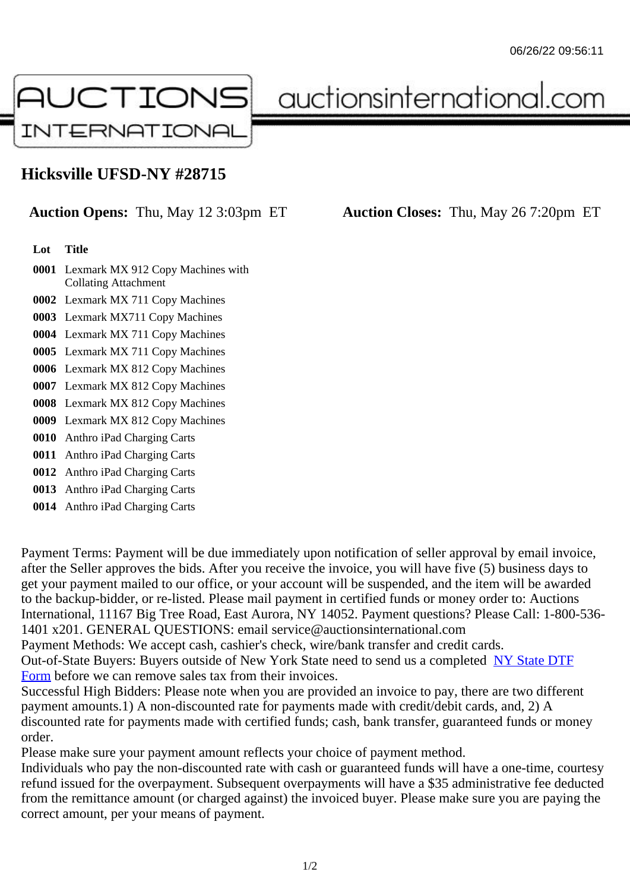# Hicksville UFSD-NY #28715

**Auction Opens:** Thu, May 12 3:03pm ET **Auction Closes:** Thu, May 26 7:20pm ET

| Lot | Title |
|---|---|
| **0001** | Lexmark MX 912 Copy Machines with Collating Attachment |
| **0002** | Lexmark MX 711 Copy Machines |
| **0003** | Lexmark MX711 Copy Machines |
| **0004** | Lexmark MX 711 Copy Machines |
| **0005** | Lexmark MX 711 Copy Machines |
| **0006** | Lexmark MX 812 Copy Machines |
| **0007** | Lexmark MX 812 Copy Machines |
| **0008** | Lexmark MX 812 Copy Machines |
| **0009** | Lexmark MX 812 Copy Machines |
| **0010** | Anthro iPad Charging Carts |
| **0011** | Anthro iPad Charging Carts |
| **0012** | Anthro iPad Charging Carts |
| **0013** | Anthro iPad Charging Carts |
| **0014** | Anthro iPad Charging Carts |

Payment Terms: Payment will be due immediately upon notification of seller approval by email invoice, after the Seller approves the bids. After you receive the invoice, you will have five (5) business days to get your payment mailed to our office, or your account will be suspended, and the item will be awarded to the backup-bidder, or re-listed. Please mail payment in certified funds or money order to: Auctions International, 11167 Big Tree Road, East Aurora, NY 14052. Payment questions? Please Call: 1-800-536-1401 x201. GENERAL QUESTIONS: email service@auctionsinternational.com

Payment Methods: We accept cash, cashier's check, wire/bank transfer and credit cards.

Out-of-State Buyers: Buyers outside of New York State need to send us a completed NY State DTF Form before we can remove sales tax from their invoices.

Successful High Bidders: Please note when you are provided an invoice to pay, there are two different payment amounts.1) A non-discounted rate for payments made with credit/debit cards, and, 2) A discounted rate for payments made with certified funds; cash, bank transfer, guaranteed funds or money order.

Please make sure your payment amount reflects your choice of payment method.

Individuals who pay the non-discounted rate with cash or guaranteed funds will have a one-time, courtesy refund issued for the overpayment. Subsequent overpayments will have a $35 administrative fee deducted from the remittance amount (or charged against) the invoiced buyer. Please make sure you are paying the correct amount, per your means of payment.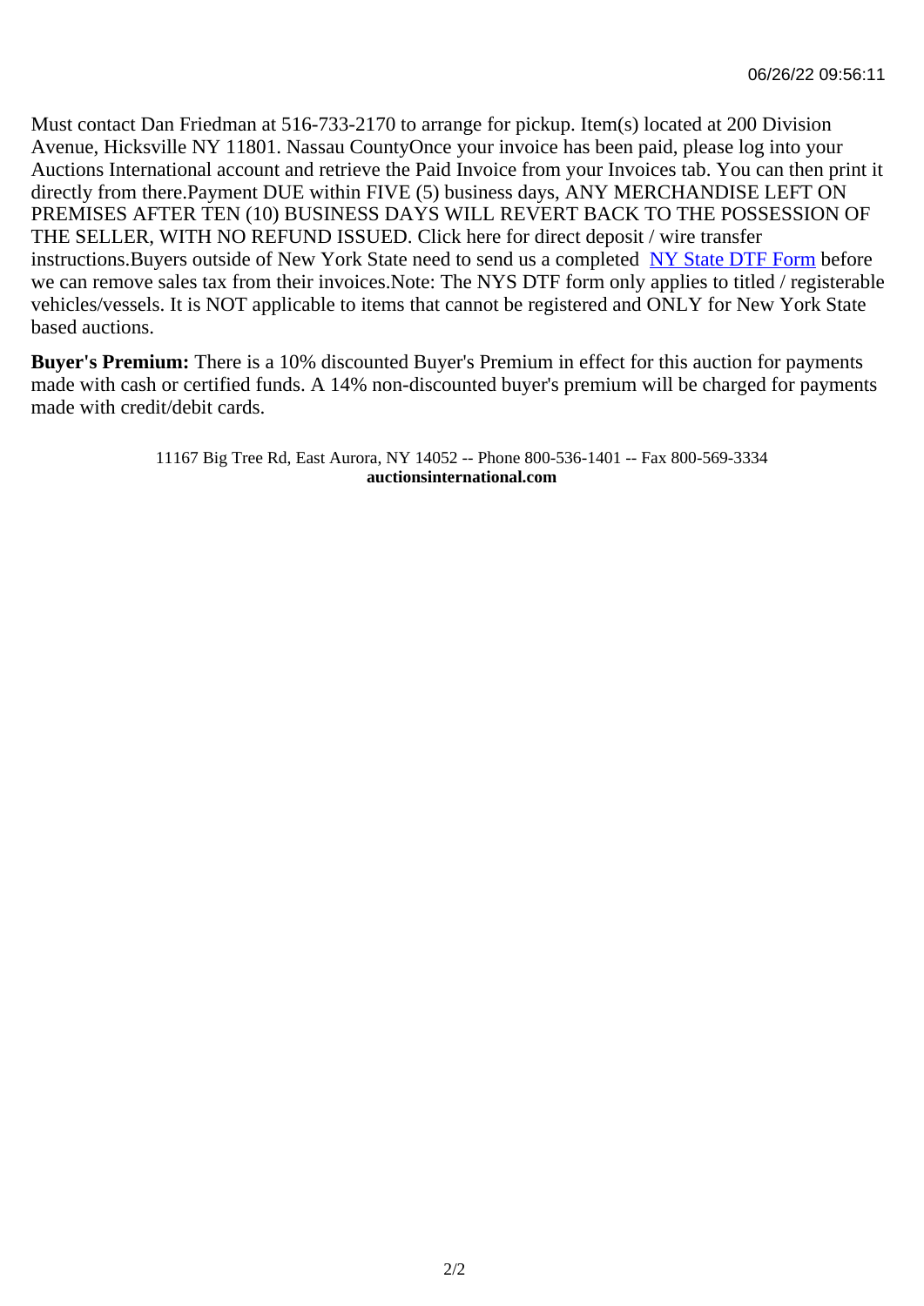Must contact Dan Friedman at 516-733-2170 to arrange for pickup. Item(s) located at 200 Division Avenue, Hicksville NY 11801. Nassau CountyOnce your invoice has been paid, please log into your Auctions International account and retrieve the Paid Invoice from your Invoices tab. You can then print it directly from there.Payment DUE within FIVE (5) business days, ANY MERCHANDISE LEFT ON PREMISES AFTER TEN (10) BUSINESS DAYS WILL REVERT BACK TO THE POSSESSION OF THE SELLER, WITH NO REFUND ISSUED. Click here for direct deposit / wire transfer instructions.Buyers outside of New York State need to send us a completed NY State DTF Form before we can remove sales tax from their invoices.Note: The NYS DTF form only applies to titled / registerable vehicles/vessels. It is NOT applicable to items that cannot be registered and ONLY for New York State based auctions.

**Buyer's Premium:** There is a 10% discounted Buyer's Premium in effect for this auction for payments made with cash or certified funds. A 14% non-discounted buyer's premium will be charged for payments made with credit/debit cards.

11167 Big Tree Rd, East Aurora, NY 14052 -- Phone 800-536-1401 -- Fax 800-569-3334
**auctionsinternational.com**